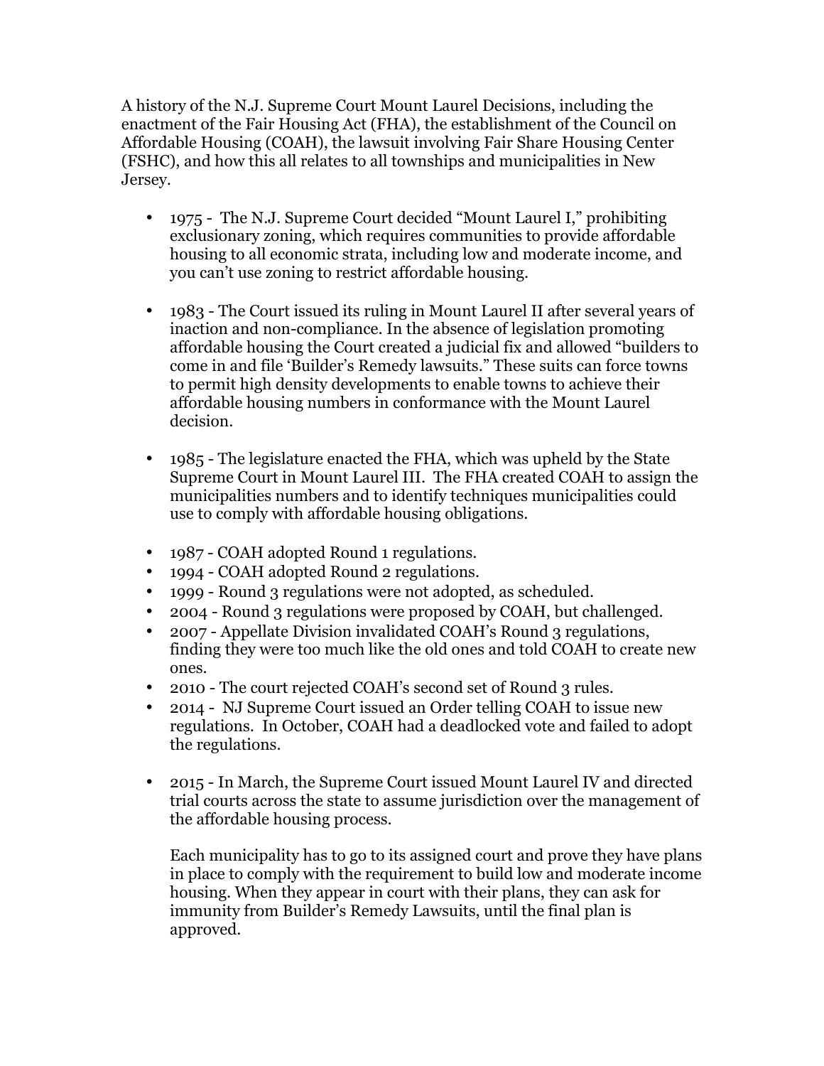A history of the N.J. Supreme Court Mount Laurel Decisions, including the enactment of the Fair Housing Act (FHA), the establishment of the Council on Affordable Housing (COAH), the lawsuit involving Fair Share Housing Center (FSHC), and how this all relates to all townships and municipalities in New Jersey.

- 1975 - The N.J. Supreme Court decided "Mount Laurel I," prohibiting exclusionary zoning, which requires communities to provide affordable housing to all economic strata, including low and moderate income, and you can't use zoning to restrict affordable housing.

- 1983 - The Court issued its ruling in Mount Laurel II after several years of inaction and non-compliance. In the absence of legislation promoting affordable housing the Court created a judicial fix and allowed "builders to come in and file 'Builder's Remedy lawsuits." These suits can force towns to permit high density developments to enable towns to achieve their affordable housing numbers in conformance with the Mount Laurel decision.

- 1985 - The legislature enacted the FHA, which was upheld by the State Supreme Court in Mount Laurel III. The FHA created COAH to assign the municipalities numbers and to identify techniques municipalities could use to comply with affordable housing obligations.

- 1987 - COAH adopted Round 1 regulations.
- 1994 - COAH adopted Round 2 regulations.
- 1999 - Round 3 regulations were not adopted, as scheduled.
- 2004 - Round 3 regulations were proposed by COAH, but challenged.
- 2007 - Appellate Division invalidated COAH's Round 3 regulations, finding they were too much like the old ones and told COAH to create new ones.
- 2010 - The court rejected COAH's second set of Round 3 rules.
- 2014 - NJ Supreme Court issued an Order telling COAH to issue new regulations. In October, COAH had a deadlocked vote and failed to adopt the regulations.

- 2015 - In March, the Supreme Court issued Mount Laurel IV and directed trial courts across the state to assume jurisdiction over the management of the affordable housing process.

  Each municipality has to go to its assigned court and prove they have plans in place to comply with the requirement to build low and moderate income housing. When they appear in court with their plans, they can ask for immunity from Builder's Remedy Lawsuits, until the final plan is approved.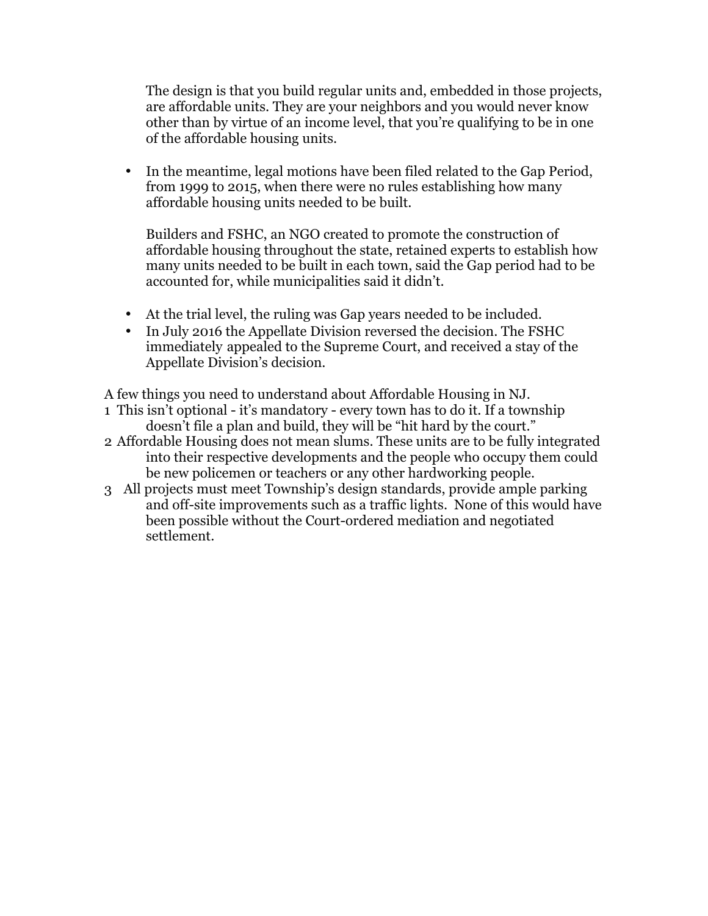The design is that you build regular units and, embedded in those projects, are affordable units. They are your neighbors and you would never know other than by virtue of an income level, that you're qualifying to be in one of the affordable housing units.

- In the meantime, legal motions have been filed related to the Gap Period, from 1999 to 2015, when there were no rules establishing how many affordable housing units needed to be built.

  Builders and FSHC, an NGO created to promote the construction of affordable housing throughout the state, retained experts to establish how many units needed to be built in each town, said the Gap period had to be accounted for, while municipalities said it didn't.

- At the trial level, the ruling was Gap years needed to be included.
- In July 2016 the Appellate Division reversed the decision. The FSHC immediately appealed to the Supreme Court, and received a stay of the Appellate Division's decision.

A few things you need to understand about Affordable Housing in NJ.

1. This isn't optional - it's mandatory - every town has to do it. If a township doesn't file a plan and build, they will be "hit hard by the court."
2. Affordable Housing does not mean slums. These units are to be fully integrated into their respective developments and the people who occupy them could be new policemen or teachers or any other hardworking people.
3. All projects must meet Township's design standards, provide ample parking and off-site improvements such as a traffic lights. None of this would have been possible without the Court-ordered mediation and negotiated settlement.